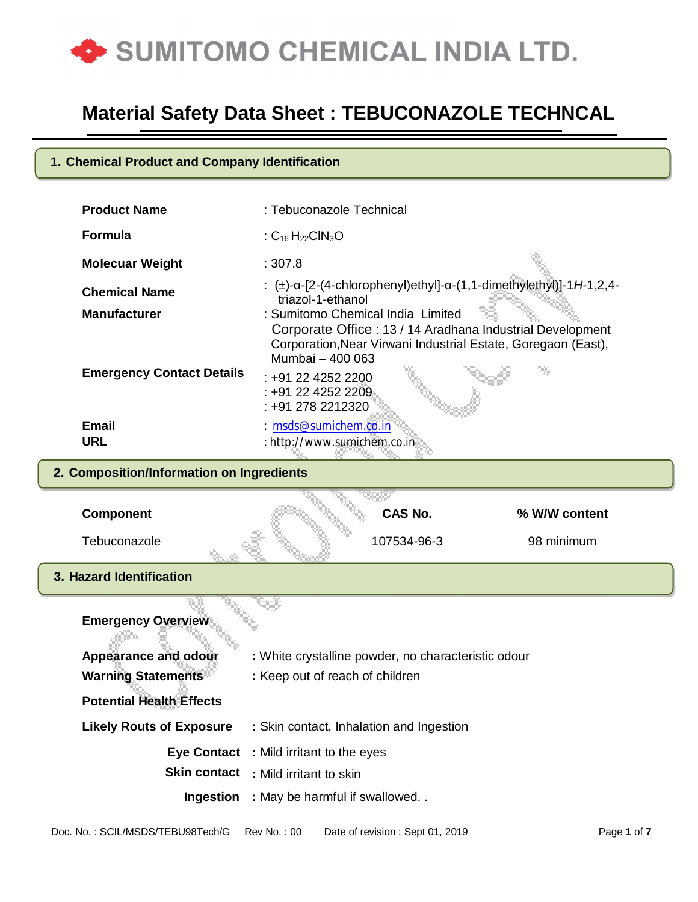# SUMITOMO CHEMICAL INDIA LTD.

# Material Safety Data Sheet : TEBUCONAZOLE TECHNCAL

## 1. Chemical Product and Company Identification

| | |
|---|---|
| **Product Name** | : Tebuconazole Technical |
| **Formula** | : $C_{16}H_{22}ClN_3O$ |
| **Molecuar Weight** | : 307.8 |
| **Chemical Name** | : (±)-α-[2-(4-chlorophenyl)ethyl]-α-(1,1-dimethylethyl)]-1*H*-1,2,4-triazol-1-ethanol |
| **Manufacturer** | : Sumitomo Chemical India Limited<br>Corporate Office : 13 / 14 Aradhana Industrial Development Corporation,Near Virwani Industrial Estate, Goregaon (East), Mumbai – 400 063 |
| **Emergency Contact Details** | : +91 22 4252 2200<br>: +91 22 4252 2209<br>: +91 278 2212320 |
| **Email** | : msds@sumichem.co.in |
| **URL** | : http://www.sumichem.co.in |

## 2. Composition/Information on Ingredients

| Component | CAS No. | % W/W content |
|---|---|---|
| Tebuconazole | 107534-96-3 | 98 minimum |

## 3. Hazard Identification

**Emergency Overview**

**Appearance and odour** : White crystalline powder, no characteristic odour

**Warning Statements** : Keep out of reach of children

**Potential Health Effects**

**Likely Routs of Exposure** : Skin contact, Inhalation and Ingestion

**Eye Contact** : Mild irritant to the eyes

**Skin contact** : Mild irritant to skin

**Ingestion** : May be harmful if swallowed. .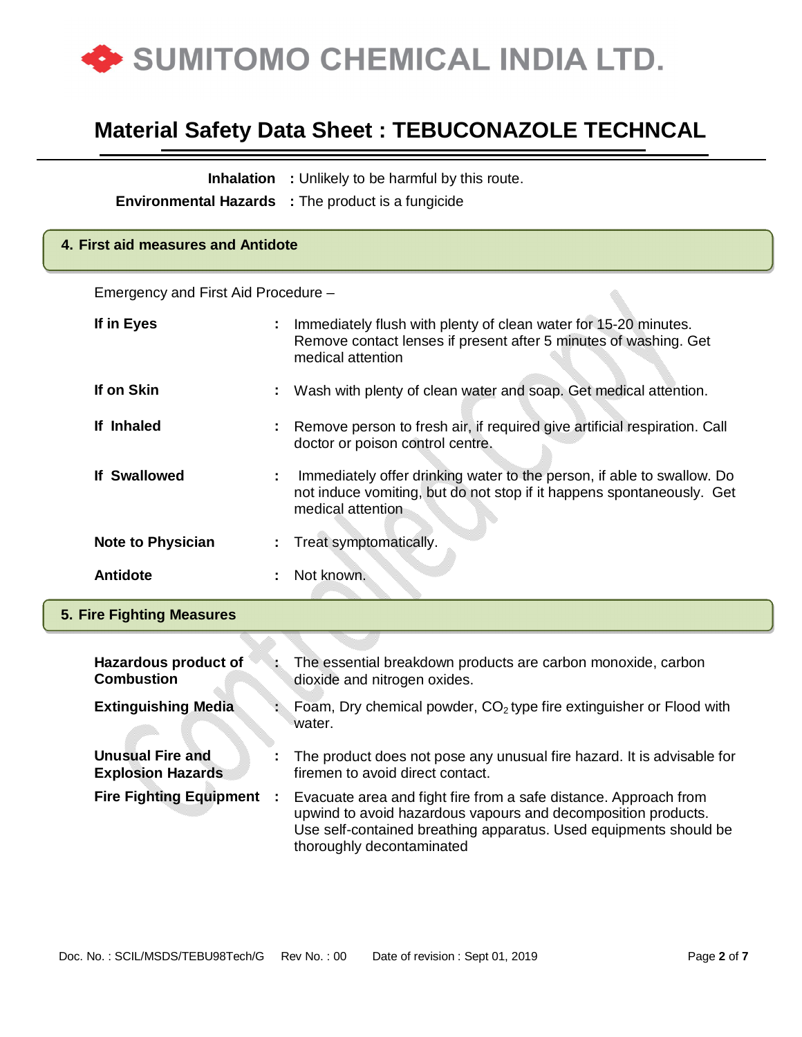**Inhalation** : Unlikely to be harmful by this route.

**Environmental Hazards** : The product is a fungicide

## 4. First aid measures and Antidote

Emergency and First Aid Procedure –

| | | |
|---|---|---|
| **If in Eyes** | : | Immediately flush with plenty of clean water for 15-20 minutes. Remove contact lenses if present after 5 minutes of washing. Get medical attention |
| **If on Skin** | : | Wash with plenty of clean water and soap. Get medical attention. |
| **If Inhaled** | : | Remove person to fresh air, if required give artificial respiration. Call doctor or poison control centre. |
| **If Swallowed** | : | Immediately offer drinking water to the person, if able to swallow. Do not induce vomiting, but do not stop if it happens spontaneously. Get medical attention |
| **Note to Physician** | : | Treat symptomatically. |
| **Antidote** | : | Not known. |

## 5. Fire Fighting Measures

| | | |
|---|---|---|
| **Hazardous product of Combustion** | : | The essential breakdown products are carbon monoxide, carbon dioxide and nitrogen oxides. |
| **Extinguishing Media** | : | Foam, Dry chemical powder, $CO_2$ type fire extinguisher or Flood with water. |
| **Unusual Fire and Explosion Hazards** | : | The product does not pose any unusual fire hazard. It is advisable for firemen to avoid direct contact. |
| **Fire Fighting Equipment** | : | Evacuate area and fight fire from a safe distance. Approach from upwind to avoid hazardous vapours and decomposition products. Use self-contained breathing apparatus. Used equipments should be thoroughly decontaminated |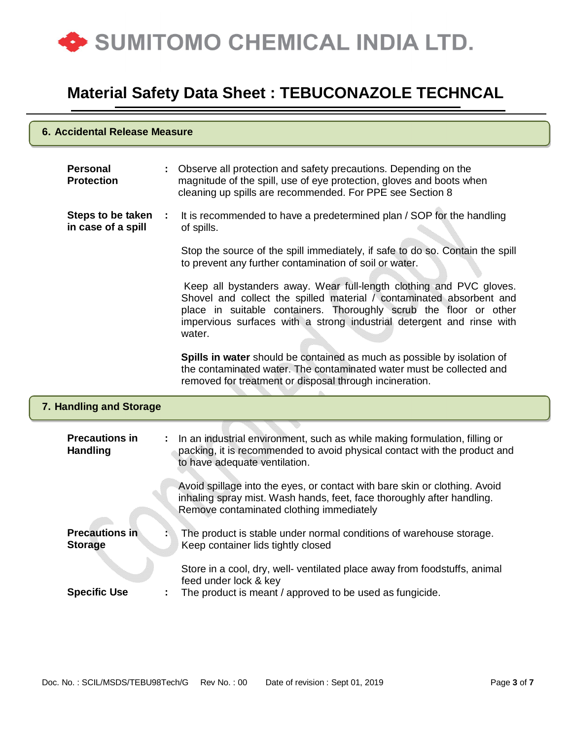## 6. Accidental Release Measure

**Personal Protection** : Observe all protection and safety precautions. Depending on the magnitude of the spill, use of eye protection, gloves and boots when cleaning up spills are recommended. For PPE see Section 8

**Steps to be taken in case of a spill** : It is recommended to have a predetermined plan / SOP for the handling of spills.

Stop the source of the spill immediately, if safe to do so. Contain the spill to prevent any further contamination of soil or water.

Keep all bystanders away. Wear full-length clothing and PVC gloves. Shovel and collect the spilled material / contaminated absorbent and place in suitable containers. Thoroughly scrub the floor or other impervious surfaces with a strong industrial detergent and rinse with water.

**Spills in water** should be contained as much as possible by isolation of the contaminated water. The contaminated water must be collected and removed for treatment or disposal through incineration.

## 7. Handling and Storage

**Precautions in Handling** : In an industrial environment, such as while making formulation, filling or packing, it is recommended to avoid physical contact with the product and to have adequate ventilation.

Avoid spillage into the eyes, or contact with bare skin or clothing. Avoid inhaling spray mist. Wash hands, feet, face thoroughly after handling. Remove contaminated clothing immediately

**Precautions in Storage** : The product is stable under normal conditions of warehouse storage. Keep container lids tightly closed

Store in a cool, dry, well- ventilated place away from foodstuffs, animal feed under lock & key

**Specific Use** : The product is meant / approved to be used as fungicide.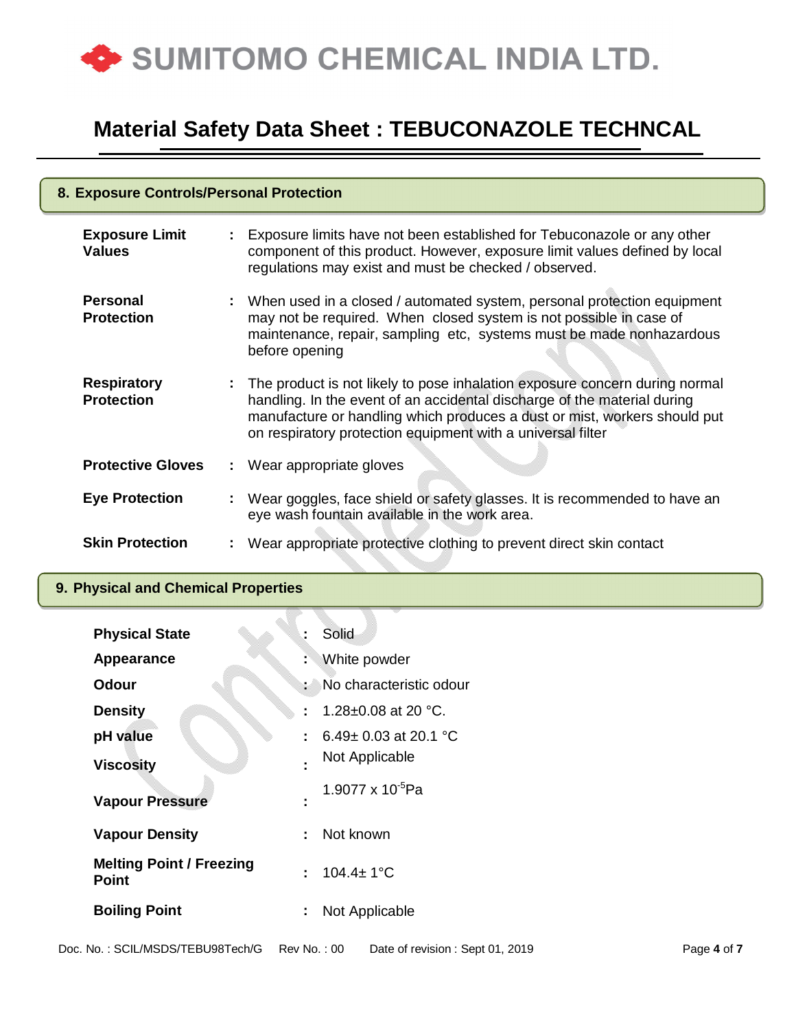# Material Safety Data Sheet : TEBUCONAZOLE TECHNCAL

## 8. Exposure Controls/Personal Protection

| | |
|---|---|
| **Exposure Limit Values** | : Exposure limits have not been established for Tebuconazole or any other component of this product. However, exposure limit values defined by local regulations may exist and must be checked / observed. |
| **Personal Protection** | : When used in a closed / automated system, personal protection equipment may not be required. When closed system is not possible in case of maintenance, repair, sampling etc, systems must be made nonhazardous before opening |
| **Respiratory Protection** | : The product is not likely to pose inhalation exposure concern during normal handling. In the event of an accidental discharge of the material during manufacture or handling which produces a dust or mist, workers should put on respiratory protection equipment with a universal filter |
| **Protective Gloves** | : Wear appropriate gloves |
| **Eye Protection** | : Wear goggles, face shield or safety glasses. It is recommended to have an eye wash fountain available in the work area. |
| **Skin Protection** | : Wear appropriate protective clothing to prevent direct skin contact |

## 9. Physical and Chemical Properties

| | |
|---|---|
| **Physical State** | : Solid |
| **Appearance** | : White powder |
| **Odour** | : No characteristic odour |
| **Density** | : 1.28±0.08 at 20 °C. |
| **pH value** | : 6.49± 0.03 at 20.1 °C |
| **Viscosity** | : Not Applicable |
| **Vapour Pressure** | : 1.9077 x $10^{-5}$Pa |
| **Vapour Density** | : Not known |
| **Melting Point / Freezing Point** | : 104.4± 1°C |
| **Boiling Point** | : Not Applicable |

Doc. No. : SCIL/MSDS/TEBU98Tech/G Rev No. : 00 Date of revision : Sept 01, 2019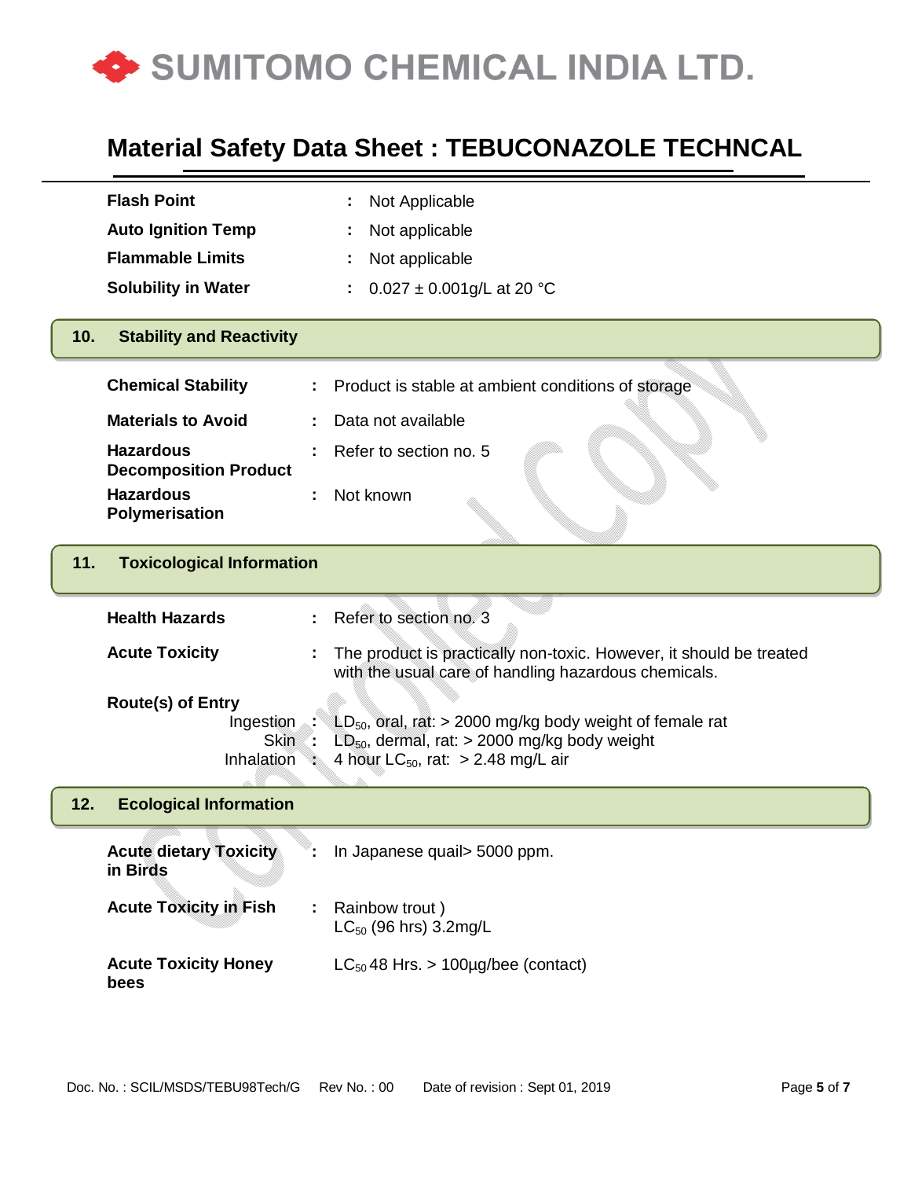| | | |
|---|---|---|
| **Flash Point** | : | Not Applicable |
| **Auto Ignition Temp** | : | Not applicable |
| **Flammable Limits** | : | Not applicable |
| **Solubility in Water** | : | 0.027 ± 0.001g/L at 20 °C |

## 10. Stability and Reactivity

| | | |
|---|---|---|
| **Chemical Stability** | : | Product is stable at ambient conditions of storage |
| **Materials to Avoid** | : | Data not available |
| **Hazardous Decomposition Product** | : | Refer to section no. 5 |
| **Hazardous Polymerisation** | : | Not known |

## 11. Toxicological Information

| | | |
|---|---|---|
| **Health Hazards** | : | Refer to section no. 3 |
| **Acute Toxicity** | : | The product is practically non-toxic. However, it should be treated with the usual care of handling hazardous chemicals. |

**Route(s) of Entry**

| | | |
|---|---|---|
| Ingestion | : | $LD_{50}$, oral, rat: > 2000 mg/kg body weight of female rat |
| Skin | : | $LD_{50}$, dermal, rat: > 2000 mg/kg body weight |
| Inhalation | : | 4 hour $LC_{50}$, rat: > 2.48 mg/L air |

## 12. Ecological Information

| | | |
|---|---|---|
| **Acute dietary Toxicity in Birds** | : | In Japanese quail> 5000 ppm. |
| **Acute Toxicity in Fish** | : | Rainbow trout ) $LC_{50}$ (96 hrs) 3.2mg/L |
| **Acute Toxicity Honey bees** | | $LC_{50}$ 48 Hrs. > 100µg/bee (contact) |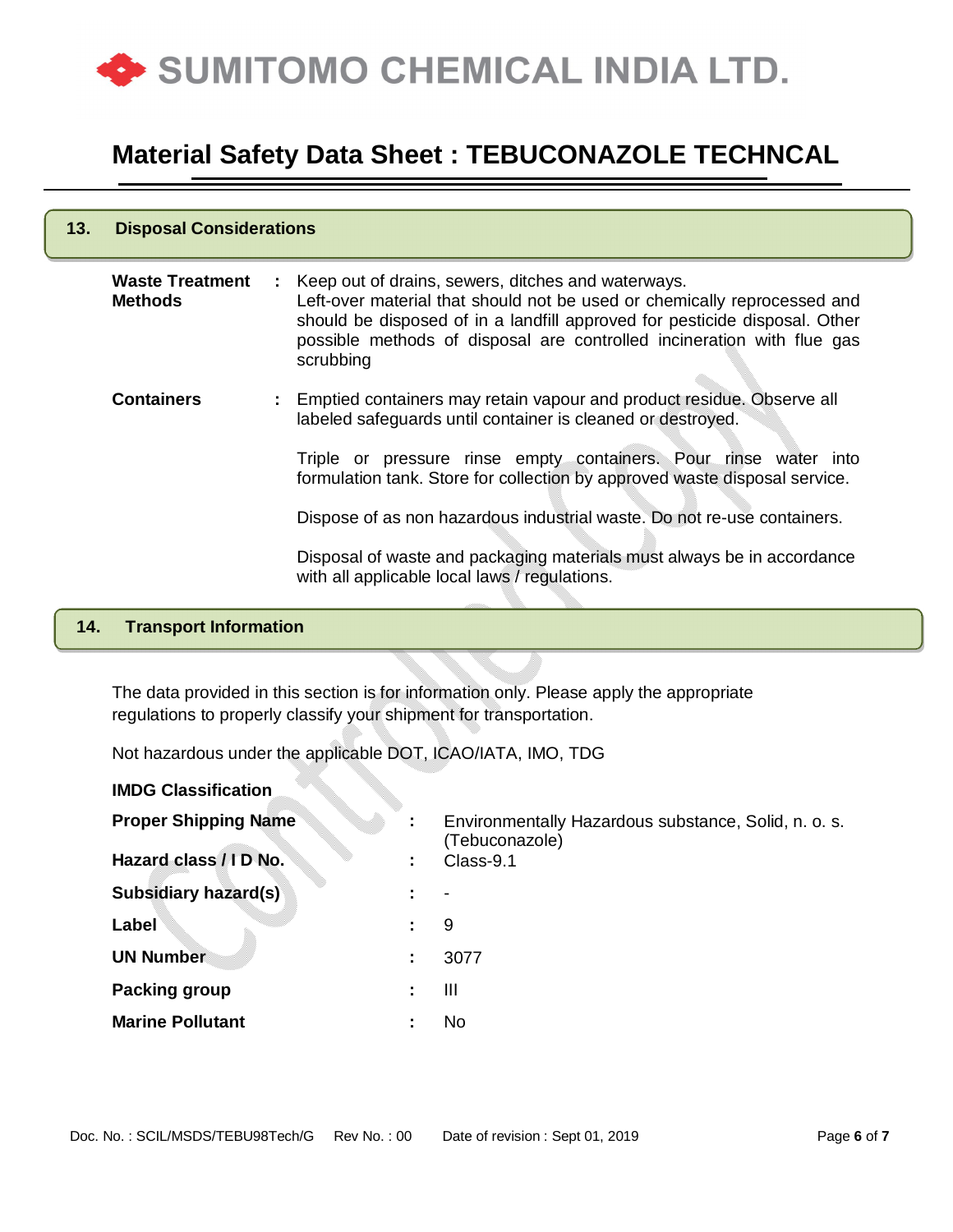## 13. Disposal Considerations

| | | |
|---|---|---|
| **Waste Treatment Methods** | : | Keep out of drains, sewers, ditches and waterways. Left-over material that should not be used or chemically reprocessed and should be disposed of in a landfill approved for pesticide disposal. Other possible methods of disposal are controlled incineration with flue gas scrubbing |
| **Containers** | : | Emptied containers may retain vapour and product residue. Observe all labeled safeguards until container is cleaned or destroyed. |

Triple or pressure rinse empty containers. Pour rinse water into formulation tank. Store for collection by approved waste disposal service.

Dispose of as non hazardous industrial waste. Do not re-use containers.

Disposal of waste and packaging materials must always be in accordance with all applicable local laws / regulations.

## 14. Transport Information

The data provided in this section is for information only. Please apply the appropriate regulations to properly classify your shipment for transportation.

Not hazardous under the applicable DOT, ICAO/IATA, IMO, TDG

**IMDG Classification**

| | | |
|---|---|---|
| **Proper Shipping Name** | : | Environmentally Hazardous substance, Solid, n. o. s. (Tebuconazole) |
| **Hazard class / I D No.** | : | Class-9.1 |
| **Subsidiary hazard(s)** | : | - |
| **Label** | : | 9 |
| **UN Number** | : | 3077 |
| **Packing group** | : | III |
| **Marine Pollutant** | : | No |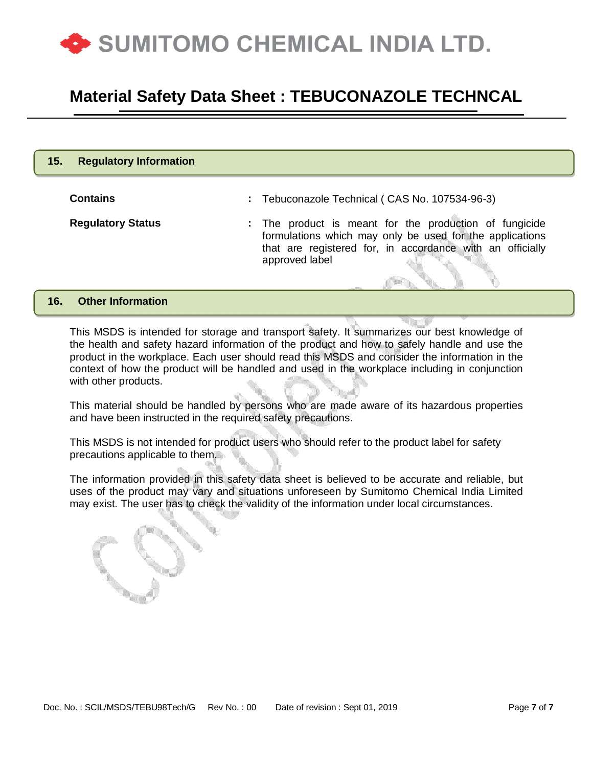## 15. Regulatory Information

| | | |
|---|---|---|
| **Contains** | : | Tebuconazole Technical ( CAS No. 107534-96-3) |
| **Regulatory Status** | : | The product is meant for the production of fungicide formulations which may only be used for the applications that are registered for, in accordance with an officially approved label |

## 16. Other Information

This MSDS is intended for storage and transport safety. It summarizes our best knowledge of the health and safety hazard information of the product and how to safely handle and use the product in the workplace. Each user should read this MSDS and consider the information in the context of how the product will be handled and used in the workplace including in conjunction with other products.

This material should be handled by persons who are made aware of its hazardous properties and have been instructed in the required safety precautions.

This MSDS is not intended for product users who should refer to the product label for safety precautions applicable to them.

The information provided in this safety data sheet is believed to be accurate and reliable, but uses of the product may vary and situations unforeseen by Sumitomo Chemical India Limited may exist. The user has to check the validity of the information under local circumstances.